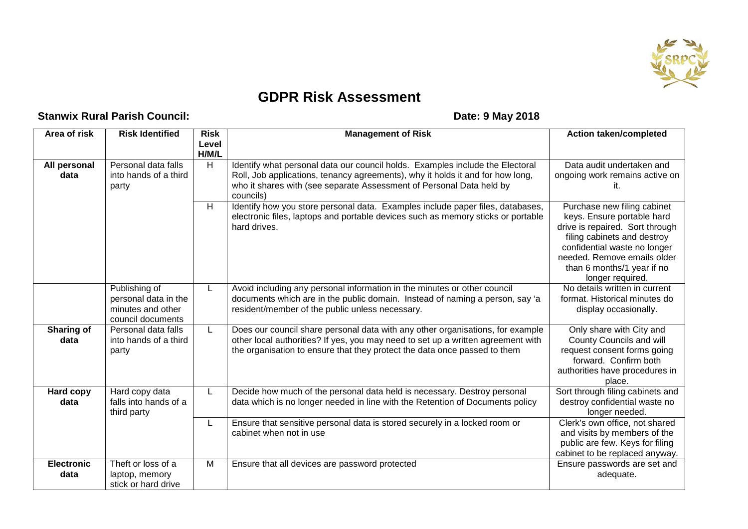# GDPR Risk Assessment

**Stanwix Rural Parish Council:** **Date: 9 May 2018**

| Area of risk | Risk Identified | Risk Level H/M/L | Management of Risk | Action taken/completed |
|---|---|---|---|---|
| **All personal data** | Personal data falls into hands of a third party | H | Identify what personal data our council holds. Examples include the Electoral Roll, Job applications, tenancy agreements), why it holds it and for how long, who it shares with (see separate Assessment of Personal Data held by councils) | Data audit undertaken and ongoing work remains active on it. |
| | | H | Identify how you store personal data. Examples include paper files, databases, electronic files, laptops and portable devices such as memory sticks or portable hard drives. | Purchase new filing cabinet keys. Ensure portable hard drive is repaired. Sort through filing cabinets and destroy confidential waste no longer needed. Remove emails older than 6 months/1 year if no longer required. |
| | Publishing of personal data in the minutes and other council documents | L | Avoid including any personal information in the minutes or other council documents which are in the public domain. Instead of naming a person, say 'a resident/member of the public unless necessary. | No details written in current format. Historical minutes do display occasionally. |
| **Sharing of data** | Personal data falls into hands of a third party | L | Does our council share personal data with any other organisations, for example other local authorities? If yes, you may need to set up a written agreement with the organisation to ensure that they protect the data once passed to them | Only share with City and County Councils and will request consent forms going forward. Confirm both authorities have procedures in place. |
| **Hard copy data** | Hard copy data falls into hands of a third party | L | Decide how much of the personal data held is necessary. Destroy personal data which is no longer needed in line with the Retention of Documents policy | Sort through filing cabinets and destroy confidential waste no longer needed. |
| | | L | Ensure that sensitive personal data is stored securely in a locked room or cabinet when not in use | Clerk's own office, not shared and visits by members of the public are few. Keys for filing cabinet to be replaced anyway. |
| **Electronic data** | Theft or loss of a laptop, memory stick or hard drive | M | Ensure that all devices are password protected | Ensure passwords are set and adequate. |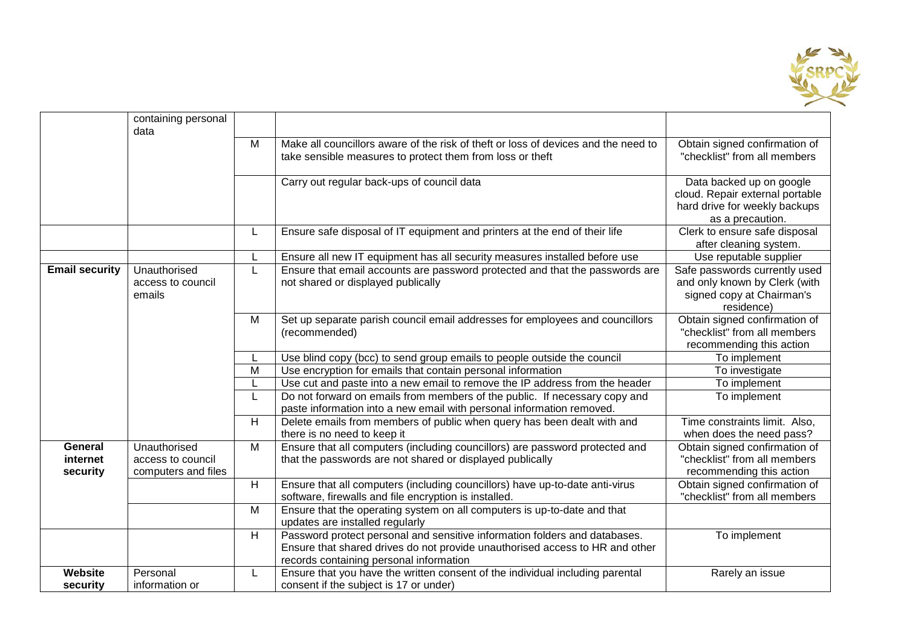| | | | | |
|---|---|---|---|---|
| | containing personal data | | | |
| | | M | Make all councillors aware of the risk of theft or loss of devices and the need to take sensible measures to protect them from loss or theft | Obtain signed confirmation of "checklist" from all members |
| | | | Carry out regular back-ups of council data | Data backed up on google cloud. Repair external portable hard drive for weekly backups as a precaution. |
| | | L | Ensure safe disposal of IT equipment and printers at the end of their life | Clerk to ensure safe disposal after cleaning system. |
| | | L | Ensure all new IT equipment has all security measures installed before use | Use reputable supplier |
| **Email security** | Unauthorised access to council emails | L | Ensure that email accounts are password protected and that the passwords are not shared or displayed publically | Safe passwords currently used and only known by Clerk (with signed copy at Chairman's residence) |
| | | M | Set up separate parish council email addresses for employees and councillors (recommended) | Obtain signed confirmation of "checklist" from all members recommending this action |
| | | L | Use blind copy (bcc) to send group emails to people outside the council | To implement |
| | | M | Use encryption for emails that contain personal information | To investigate |
| | | L | Use cut and paste into a new email to remove the IP address from the header | To implement |
| | | L | Do not forward on emails from members of the public. If necessary copy and paste information into a new email with personal information removed. | To implement |
| | | H | Delete emails from members of public when query has been dealt with and there is no need to keep it | Time constraints limit. Also, when does the need pass? |
| **General internet security** | Unauthorised access to council computers and files | M | Ensure that all computers (including councillors) are password protected and that the passwords are not shared or displayed publically | Obtain signed confirmation of "checklist" from all members recommending this action |
| | | H | Ensure that all computers (including councillors) have up-to-date anti-virus software, firewalls and file encryption is installed. | Obtain signed confirmation of "checklist" from all members |
| | | M | Ensure that the operating system on all computers is up-to-date and that updates are installed regularly | |
| | | H | Password protect personal and sensitive information folders and databases. Ensure that shared drives do not provide unauthorised access to HR and other records containing personal information | To implement |
| **Website security** | Personal information or | L | Ensure that you have the written consent of the individual including parental consent if the subject is 17 or under) | Rarely an issue |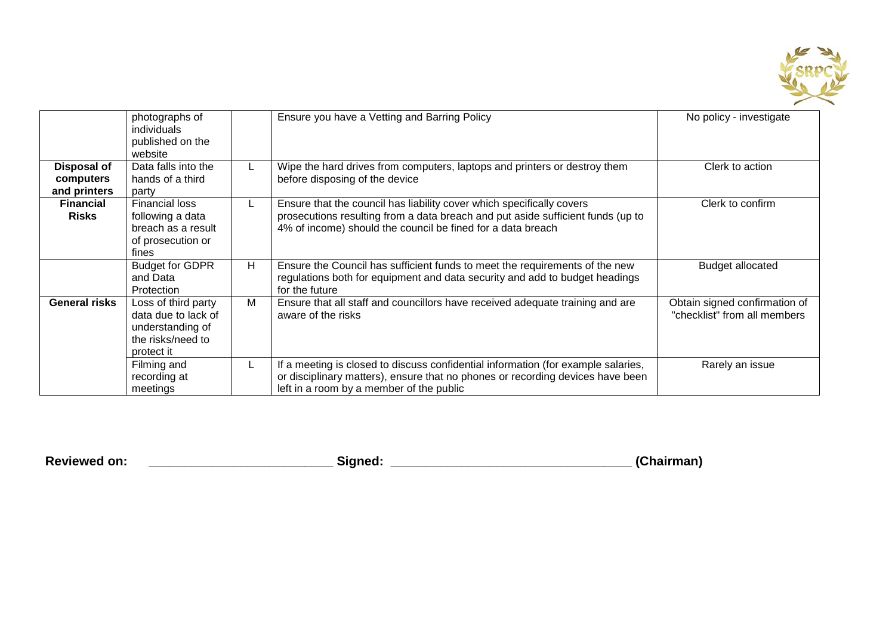| | | | | |
|---|---|---|---|---|
| | photographs of individuals published on the website | | Ensure you have a Vetting and Barring Policy | No policy - investigate |
| **Disposal of computers and printers** | Data falls into the hands of a third party | L | Wipe the hard drives from computers, laptops and printers or destroy them before disposing of the device | Clerk to action |
| **Financial Risks** | Financial loss following a data breach as a result of prosecution or fines | L | Ensure that the council has liability cover which specifically covers prosecutions resulting from a data breach and put aside sufficient funds (up to 4% of income) should the council be fined for a data breach | Clerk to confirm |
| | Budget for GDPR and Data Protection | H | Ensure the Council has sufficient funds to meet the requirements of the new regulations both for equipment and data security and add to budget headings for the future | Budget allocated |
| **General risks** | Loss of third party data due to lack of understanding of the risks/need to protect it | M | Ensure that all staff and councillors have received adequate training and are aware of the risks | Obtain signed confirmation of "checklist" from all members |
| | Filming and recording at meetings | L | If a meeting is closed to discuss confidential information (for example salaries, or disciplinary matters), ensure that no phones or recording devices have been left in a room by a member of the public | Rarely an issue |

**Reviewed on:** ___________________________ **Signed:** ____________________________________ **(Chairman)**